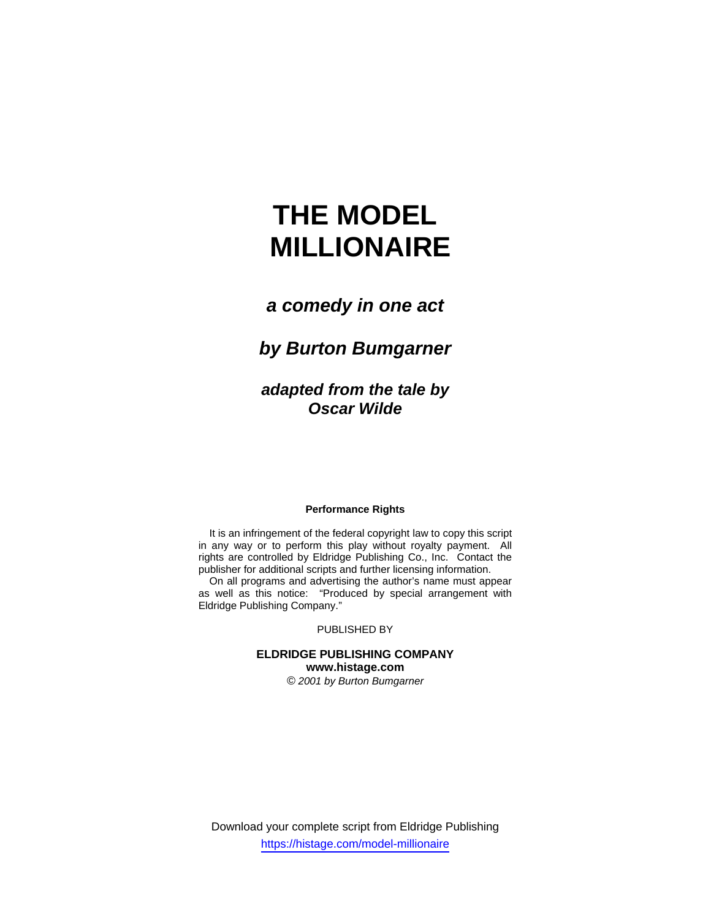# THE MODEL MILLIONAIRE

***a comedy in one act***

***by Burton Bumgarner***

***adapted from the tale by Oscar Wilde***

**Performance Rights**

It is an infringement of the federal copyright law to copy this script in any way or to perform this play without royalty payment. All rights are controlled by Eldridge Publishing Co., Inc. Contact the publisher for additional scripts and further licensing information.

On all programs and advertising the author's name must appear as well as this notice: "Produced by special arrangement with Eldridge Publishing Company."

PUBLISHED BY

**ELDRIDGE PUBLISHING COMPANY**
**www.histage.com**
*© 2001 by Burton Bumgarner*

Download your complete script from Eldridge Publishing
https://histage.com/model-millionaire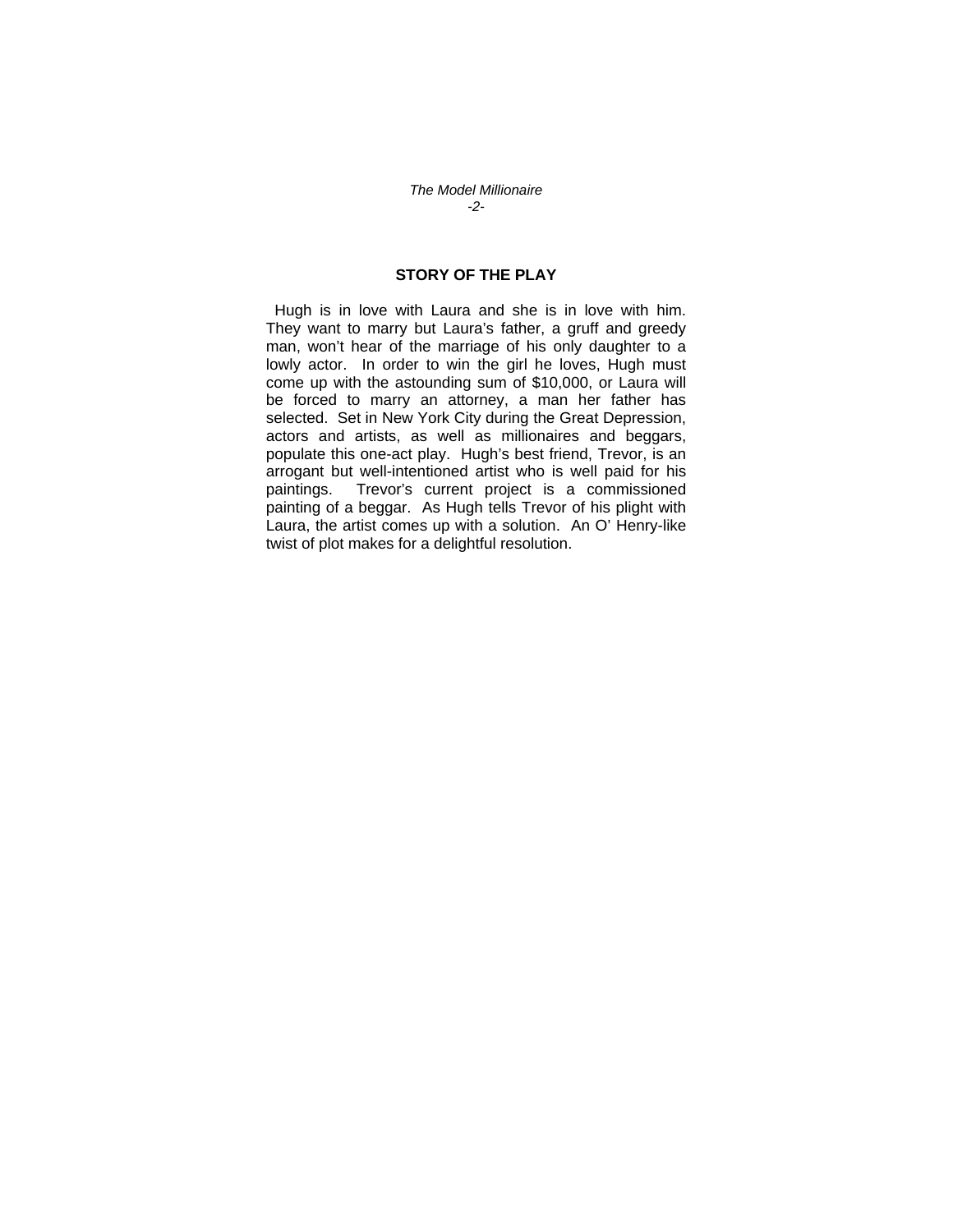## STORY OF THE PLAY

Hugh is in love with Laura and she is in love with him. They want to marry but Laura's father, a gruff and greedy man, won't hear of the marriage of his only daughter to a lowly actor. In order to win the girl he loves, Hugh must come up with the astounding sum of $10,000, or Laura will be forced to marry an attorney, a man her father has selected. Set in New York City during the Great Depression, actors and artists, as well as millionaires and beggars, populate this one-act play. Hugh's best friend, Trevor, is an arrogant but well-intentioned artist who is well paid for his paintings. Trevor's current project is a commissioned painting of a beggar. As Hugh tells Trevor of his plight with Laura, the artist comes up with a solution. An O' Henry-like twist of plot makes for a delightful resolution.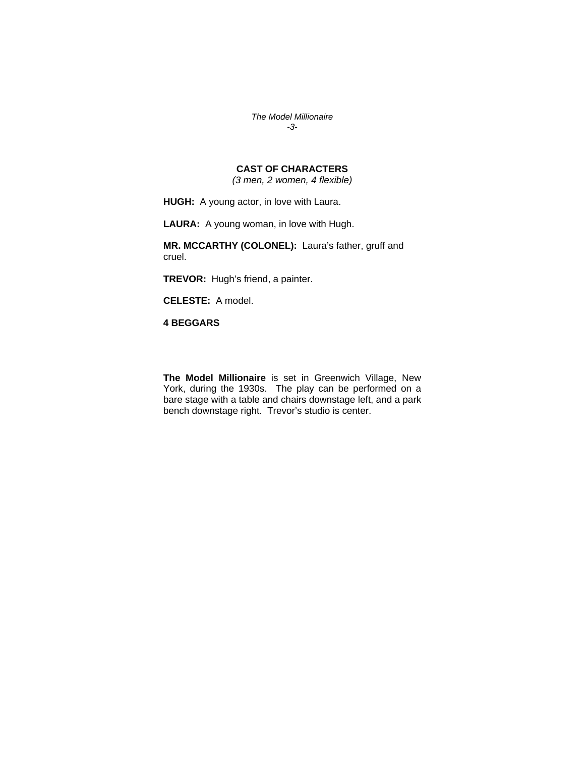## CAST OF CHARACTERS

*(3 men, 2 women, 4 flexible)*

**HUGH:** A young actor, in love with Laura.

**LAURA:** A young woman, in love with Hugh.

**MR. MCCARTHY (COLONEL):** Laura's father, gruff and cruel.

**TREVOR:** Hugh's friend, a painter.

**CELESTE:** A model.

**4 BEGGARS**

**The Model Millionaire** is set in Greenwich Village, New York, during the 1930s. The play can be performed on a bare stage with a table and chairs downstage left, and a park bench downstage right. Trevor's studio is center.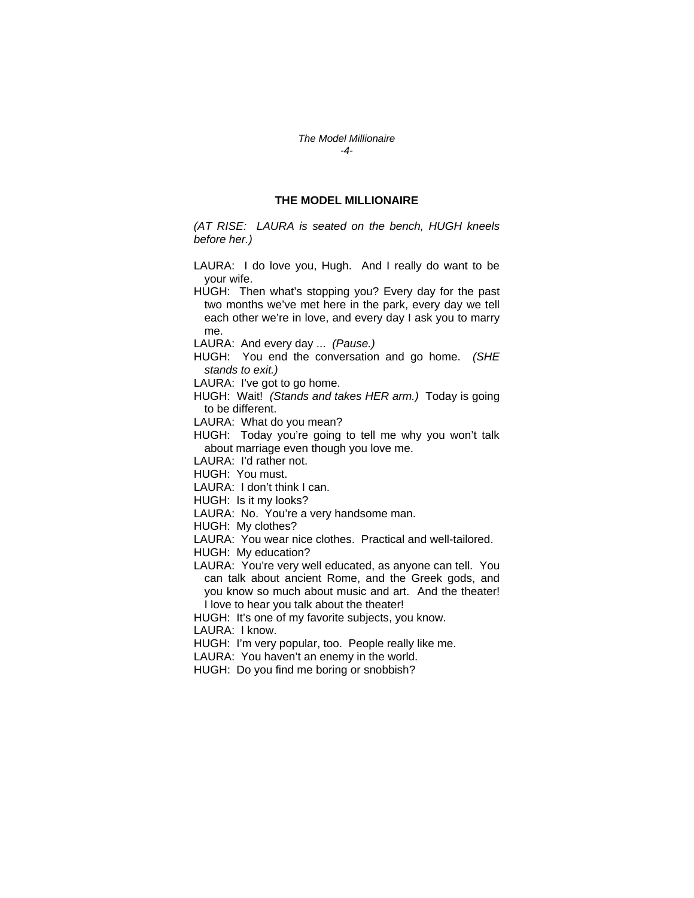# THE MODEL MILLIONAIRE

*(AT RISE: LAURA is seated on the bench, HUGH kneels before her.)*

LAURA: I do love you, Hugh. And I really do want to be your wife.

HUGH: Then what's stopping you? Every day for the past two months we've met here in the park, every day we tell each other we're in love, and every day I ask you to marry me.

LAURA: And every day ... *(Pause.)*

HUGH: You end the conversation and go home. *(SHE stands to exit.)*

LAURA: I've got to go home.

HUGH: Wait! *(Stands and takes HER arm.)* Today is going to be different.

LAURA: What do you mean?

HUGH: Today you're going to tell me why you won't talk about marriage even though you love me.

LAURA: I'd rather not.

HUGH: You must.

LAURA: I don't think I can.

HUGH: Is it my looks?

LAURA: No. You're a very handsome man.

HUGH: My clothes?

LAURA: You wear nice clothes. Practical and well-tailored.

HUGH: My education?

LAURA: You're very well educated, as anyone can tell. You can talk about ancient Rome, and the Greek gods, and you know so much about music and art. And the theater! I love to hear you talk about the theater!

HUGH: It's one of my favorite subjects, you know.

LAURA: I know.

HUGH: I'm very popular, too. People really like me.

LAURA: You haven't an enemy in the world.

HUGH: Do you find me boring or snobbish?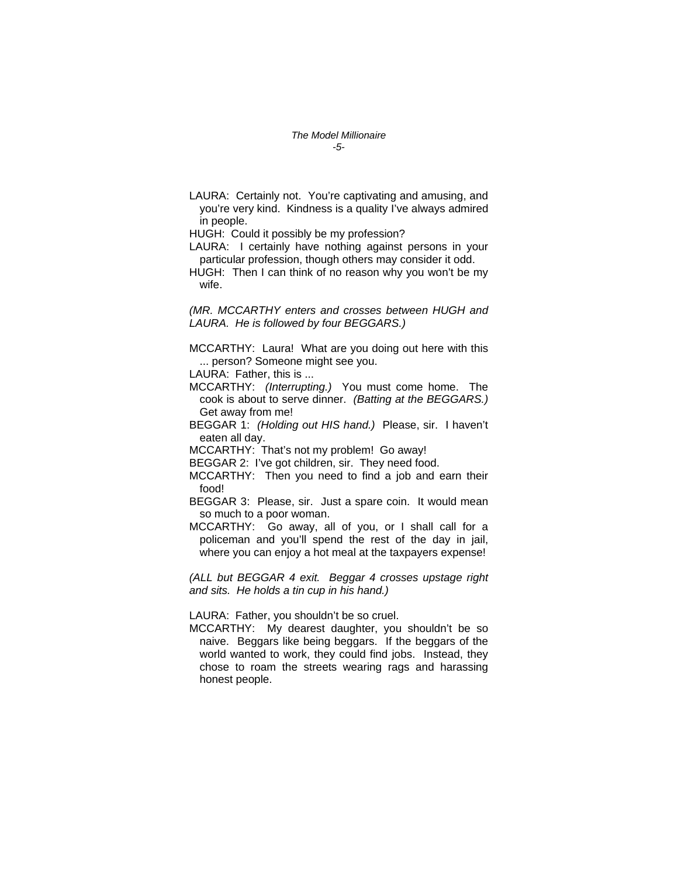LAURA: Certainly not. You're captivating and amusing, and you're very kind. Kindness is a quality I've always admired in people.

HUGH: Could it possibly be my profession?

LAURA: I certainly have nothing against persons in your particular profession, though others may consider it odd.

HUGH: Then I can think of no reason why you won't be my wife.

*(MR. MCCARTHY enters and crosses between HUGH and LAURA. He is followed by four BEGGARS.)*

MCCARTHY: Laura! What are you doing out here with this ... person? Someone might see you.

LAURA: Father, this is ...

MCCARTHY: *(Interrupting.)* You must come home. The cook is about to serve dinner. *(Batting at the BEGGARS.)* Get away from me!

BEGGAR 1: *(Holding out HIS hand.)* Please, sir. I haven't eaten all day.

MCCARTHY: That's not my problem! Go away!

BEGGAR 2: I've got children, sir. They need food.

MCCARTHY: Then you need to find a job and earn their food!

BEGGAR 3: Please, sir. Just a spare coin. It would mean so much to a poor woman.

MCCARTHY: Go away, all of you, or I shall call for a policeman and you'll spend the rest of the day in jail, where you can enjoy a hot meal at the taxpayers expense!

*(ALL but BEGGAR 4 exit. Beggar 4 crosses upstage right and sits. He holds a tin cup in his hand.)*

LAURA: Father, you shouldn't be so cruel.

MCCARTHY: My dearest daughter, you shouldn't be so naive. Beggars like being beggars. If the beggars of the world wanted to work, they could find jobs. Instead, they chose to roam the streets wearing rags and harassing honest people.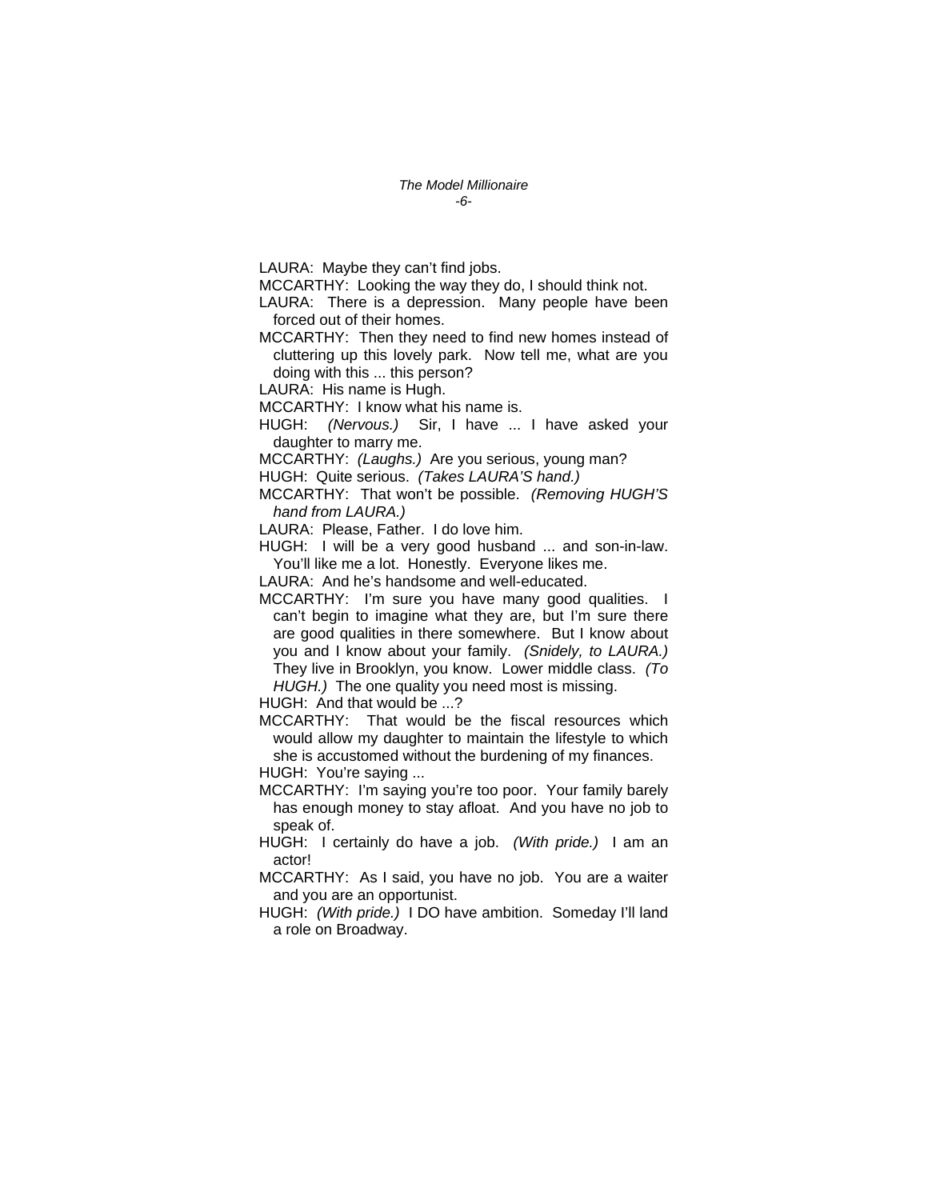LAURA: Maybe they can't find jobs.

MCCARTHY: Looking the way they do, I should think not.

LAURA: There is a depression. Many people have been forced out of their homes.

MCCARTHY: Then they need to find new homes instead of cluttering up this lovely park. Now tell me, what are you doing with this ... this person?

LAURA: His name is Hugh.

MCCARTHY: I know what his name is.

HUGH: *(Nervous.)* Sir, I have ... I have asked your daughter to marry me.

MCCARTHY: *(Laughs.)* Are you serious, young man?

HUGH: Quite serious. *(Takes LAURA'S hand.)*

MCCARTHY: That won't be possible. *(Removing HUGH'S hand from LAURA.)*

LAURA: Please, Father. I do love him.

HUGH: I will be a very good husband ... and son-in-law. You'll like me a lot. Honestly. Everyone likes me.

LAURA: And he's handsome and well-educated.

MCCARTHY: I'm sure you have many good qualities. I can't begin to imagine what they are, but I'm sure there are good qualities in there somewhere. But I know about you and I know about your family. *(Snidely, to LAURA.)* They live in Brooklyn, you know. Lower middle class. *(To HUGH.)* The one quality you need most is missing.

HUGH: And that would be ...?

MCCARTHY: That would be the fiscal resources which would allow my daughter to maintain the lifestyle to which she is accustomed without the burdening of my finances.

HUGH: You're saying ...

MCCARTHY: I'm saying you're too poor. Your family barely has enough money to stay afloat. And you have no job to speak of.

HUGH: I certainly do have a job. *(With pride.)* I am an actor!

MCCARTHY: As I said, you have no job. You are a waiter and you are an opportunist.

HUGH: *(With pride.)* I DO have ambition. Someday I'll land a role on Broadway.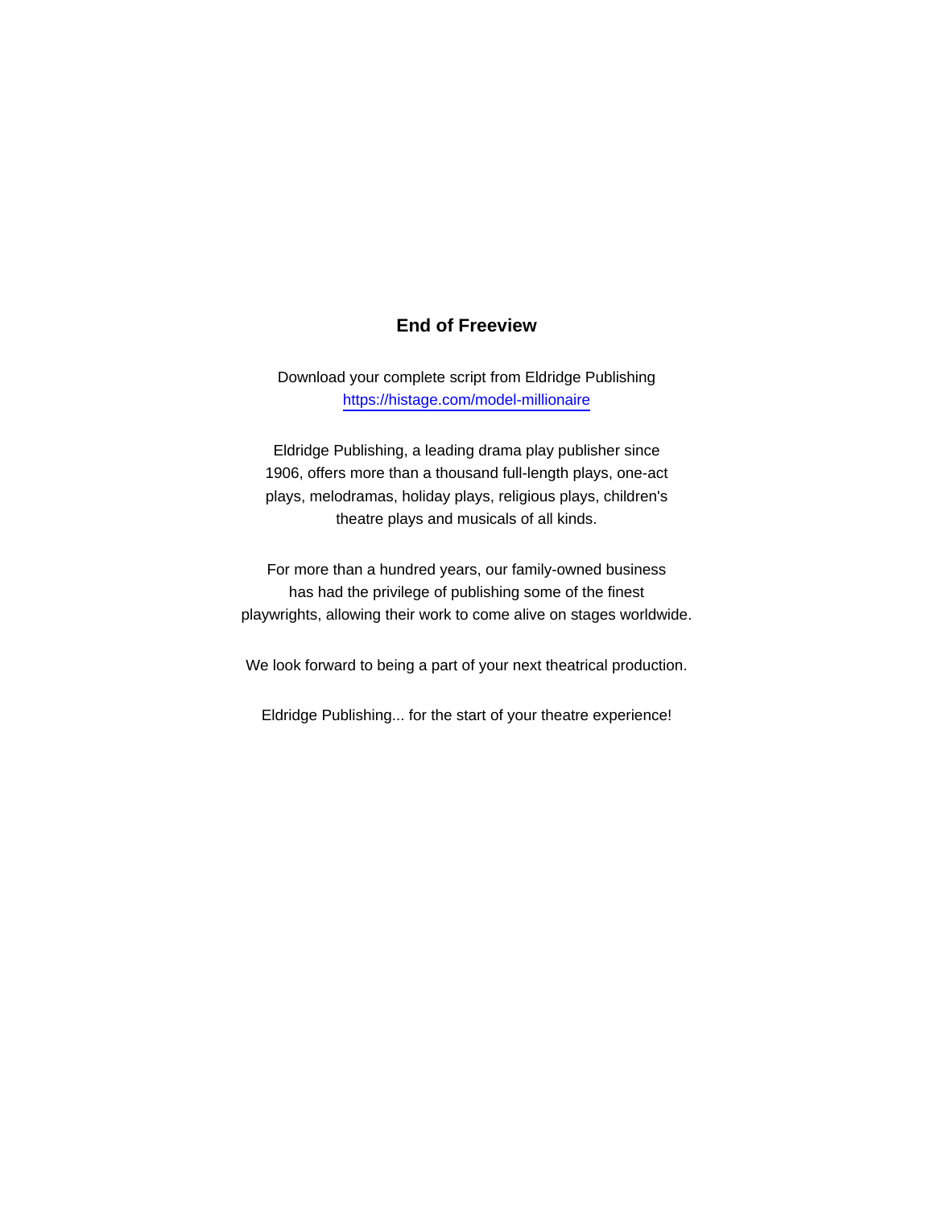## End of Freeview

Download your complete script from Eldridge Publishing
[https://histage.com/model-millionaire](https://histage.com/model-millionaire)

Eldridge Publishing, a leading drama play publisher since 1906, offers more than a thousand full-length plays, one-act plays, melodramas, holiday plays, religious plays, children's theatre plays and musicals of all kinds.

For more than a hundred years, our family-owned business has had the privilege of publishing some of the finest playwrights, allowing their work to come alive on stages worldwide.

We look forward to being a part of your next theatrical production.

Eldridge Publishing... for the start of your theatre experience!